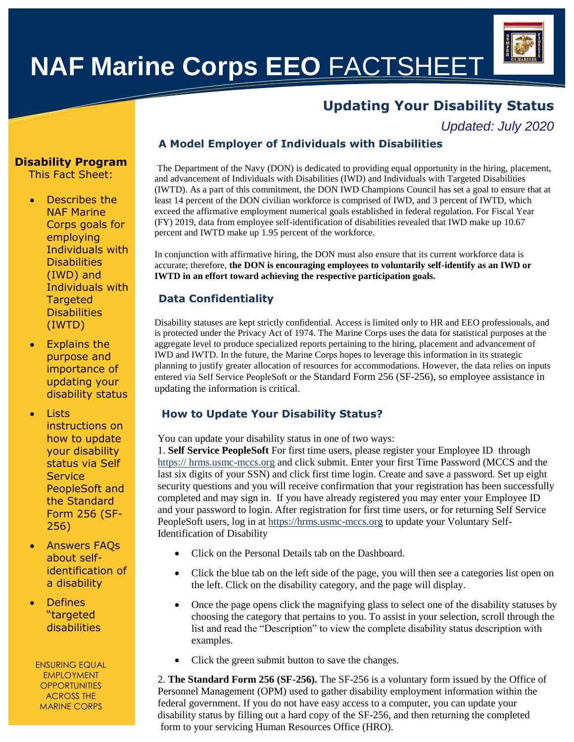# **NAF Marine Corps EEO** FACTSHEET

## Updating Your Disability Status

*Updated: July 2020*

### Disability Program

This Fact Sheet:

- Describes the NAF Marine Corps goals for employing Individuals with Disabilities (IWD) and Individuals with Targeted Disabilities (IWTD)
- Explains the purpose and importance of updating your disability status
- Lists instructions on how to update your disability status via Self Service PeopleSoft and the Standard Form 256 (SF-256)
- Answers FAQs about self-identification of a disability
- Defines "targeted disabilities

ENSURING EQUAL EMPLOYMENT OPPORTUNITIES ACROSS THE MARINE CORPS

### A Model Employer of Individuals with Disabilities

The Department of the Navy (DON) is dedicated to providing equal opportunity in the hiring, placement, and advancement of Individuals with Disabilities (IWD) and Individuals with Targeted Disabilities (IWTD). As a part of this commitment, the DON IWD Champions Council has set a goal to ensure that at least 14 percent of the DON civilian workforce is comprised of IWD, and 3 percent of IWTD, which exceed the affirmative employment numerical goals established in federal regulation. For Fiscal Year (FY) 2019, data from employee self-identification of disabilities revealed that IWD make up 10.67 percent and IWTD make up 1.95 percent of the workforce.

In conjunction with affirmative hiring, the DON must also ensure that its current workforce data is accurate; therefore, **the DON is encouraging employees to voluntarily self-identify as an IWD or IWTD in an effort toward achieving the respective participation goals.**

### Data Confidentiality

Disability statuses are kept strictly confidential. Access is limited only to HR and EEO professionals, and is protected under the Privacy Act of 1974. The Marine Corps uses the data for statistical purposes at the aggregate level to produce specialized reports pertaining to the hiring, placement and advancement of IWD and IWTD. In the future, the Marine Corps hopes to leverage this information in its strategic planning to justify greater allocation of resources for accommodations. However, the data relies on inputs entered via Self Service PeopleSoft or the Standard Form 256 (SF-256), so employee assistance in updating the information is critical.

### How to Update Your Disability Status?

You can update your disability status in one of two ways:

1. **Self Service PeopleSoft** For first time users, please register your Employee ID through https:// hrms.usmc-mccs.org and click submit. Enter your first Time Password (MCCS and the last six digits of your SSN) and click first time login. Create and save a password. Set up eight security questions and you will receive confirmation that your registration has been successfully completed and may sign in. If you have already registered you may enter your Employee ID and your password to login. After registration for first time users, or for returning Self Service PeopleSoft users, log in at https://hrms.usmc-mccs.org to update your Voluntary Self-Identification of Disability

- Click on the Personal Details tab on the Dashboard.
- Click the blue tab on the left side of the page, you will then see a categories list open on the left. Click on the disability category, and the page will display.
- Once the page opens click the magnifying glass to select one of the disability statuses by choosing the category that pertains to you. To assist in your selection, scroll through the list and read the "Description" to view the complete disability status description with examples.
- Click the green submit button to save the changes.

2. **The Standard Form 256 (SF-256).** The SF-256 is a voluntary form issued by the Office of Personnel Management (OPM) used to gather disability employment information within the federal government. If you do not have easy access to a computer, you can update your disability status by filling out a hard copy of the SF-256, and then returning the completed form to your servicing Human Resources Office (HRO).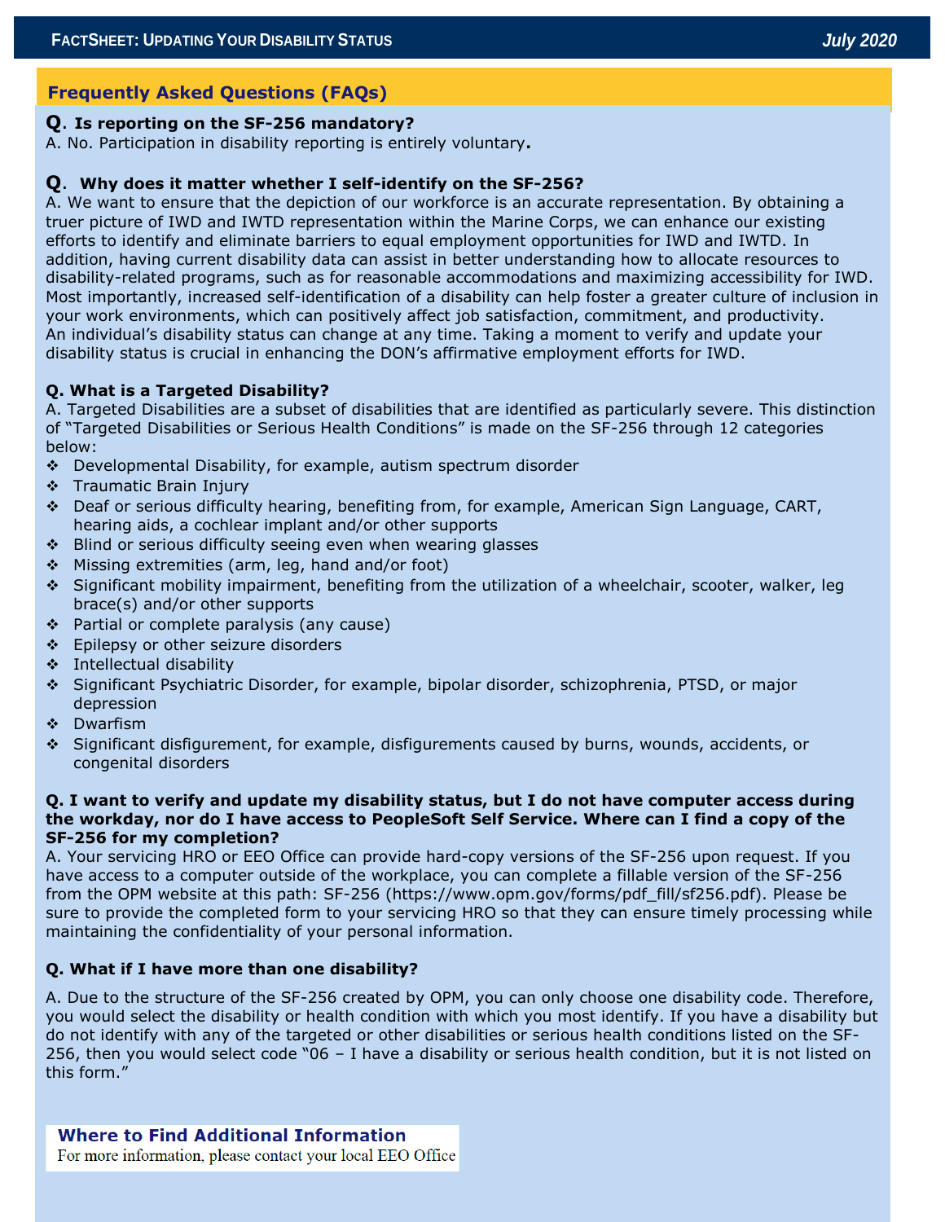## Frequently Asked Questions (FAQs)

**Q. Is reporting on the SF-256 mandatory?**
A. No. Participation in disability reporting is entirely voluntary**.**

**Q. Why does it matter whether I self-identify on the SF-256?**
A. We want to ensure that the depiction of our workforce is an accurate representation. By obtaining a truer picture of IWD and IWTD representation within the Marine Corps, we can enhance our existing efforts to identify and eliminate barriers to equal employment opportunities for IWD and IWTD. In addition, having current disability data can assist in better understanding how to allocate resources to disability-related programs, such as for reasonable accommodations and maximizing accessibility for IWD. Most importantly, increased self-identification of a disability can help foster a greater culture of inclusion in your work environments, which can positively affect job satisfaction, commitment, and productivity. An individual's disability status can change at any time. Taking a moment to verify and update your disability status is crucial in enhancing the DON's affirmative employment efforts for IWD.

**Q. What is a Targeted Disability?**
A. Targeted Disabilities are a subset of disabilities that are identified as particularly severe. This distinction of "Targeted Disabilities or Serious Health Conditions" is made on the SF-256 through 12 categories below:

- Developmental Disability, for example, autism spectrum disorder
- Traumatic Brain Injury
- Deaf or serious difficulty hearing, benefiting from, for example, American Sign Language, CART, hearing aids, a cochlear implant and/or other supports
- Blind or serious difficulty seeing even when wearing glasses
- Missing extremities (arm, leg, hand and/or foot)
- Significant mobility impairment, benefiting from the utilization of a wheelchair, scooter, walker, leg brace(s) and/or other supports
- Partial or complete paralysis (any cause)
- Epilepsy or other seizure disorders
- Intellectual disability
- Significant Psychiatric Disorder, for example, bipolar disorder, schizophrenia, PTSD, or major depression
- Dwarfism
- Significant disfigurement, for example, disfigurements caused by burns, wounds, accidents, or congenital disorders

**Q. I want to verify and update my disability status, but I do not have computer access during the workday, nor do I have access to PeopleSoft Self Service. Where can I find a copy of the SF-256 for my completion?**
A. Your servicing HRO or EEO Office can provide hard-copy versions of the SF-256 upon request. If you have access to a computer outside of the workplace, you can complete a fillable version of the SF-256 from the OPM website at this path: SF-256 (https://www.opm.gov/forms/pdf_fill/sf256.pdf). Please be sure to provide the completed form to your servicing HRO so that they can ensure timely processing while maintaining the confidentiality of your personal information.

**Q. What if I have more than one disability?**

A. Due to the structure of the SF-256 created by OPM, you can only choose one disability code. Therefore, you would select the disability or health condition with which you most identify. If you have a disability but do not identify with any of the targeted or other disabilities or serious health conditions listed on the SF-256, then you would select code "06 – I have a disability or serious health condition, but it is not listed on this form."

### Where to Find Additional Information

For more information, please contact your local EEO Office